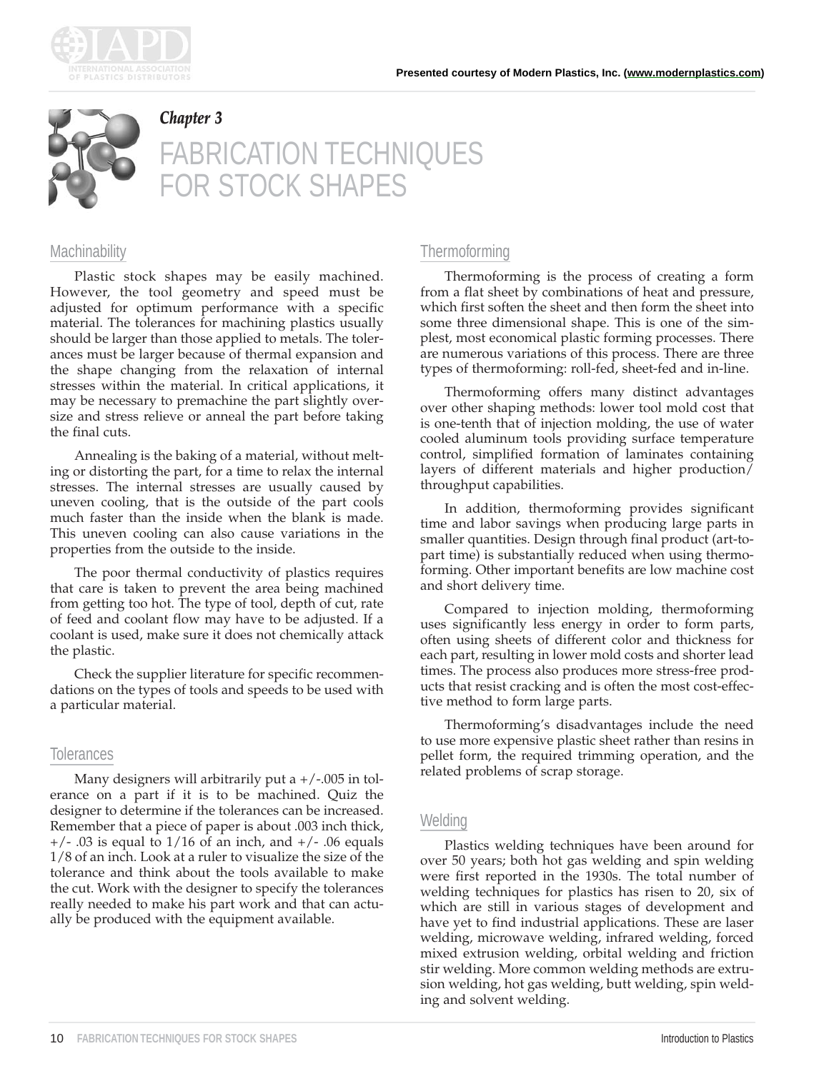Presented courtesy of Modern Plastics, Inc. (www.modernplastics.com)

*Chapter 3*

# FABRICATION TECHNIQUES FOR STOCK SHAPES

## Machinability

Plastic stock shapes may be easily machined. However, the tool geometry and speed must be adjusted for optimum performance with a specific material. The tolerances for machining plastics usually should be larger than those applied to metals. The tolerances must be larger because of thermal expansion and the shape changing from the relaxation of internal stresses within the material. In critical applications, it may be necessary to premachine the part slightly oversize and stress relieve or anneal the part before taking the final cuts.

Annealing is the baking of a material, without melting or distorting the part, for a time to relax the internal stresses. The internal stresses are usually caused by uneven cooling, that is the outside of the part cools much faster than the inside when the blank is made. This uneven cooling can also cause variations in the properties from the outside to the inside.

The poor thermal conductivity of plastics requires that care is taken to prevent the area being machined from getting too hot. The type of tool, depth of cut, rate of feed and coolant flow may have to be adjusted. If a coolant is used, make sure it does not chemically attack the plastic.

Check the supplier literature for specific recommendations on the types of tools and speeds to be used with a particular material.

## Tolerances

Many designers will arbitrarily put a +/-.005 in tolerance on a part if it is to be machined. Quiz the designer to determine if the tolerances can be increased. Remember that a piece of paper is about .003 inch thick, +/- .03 is equal to 1/16 of an inch, and +/- .06 equals 1/8 of an inch. Look at a ruler to visualize the size of the tolerance and think about the tools available to make the cut. Work with the designer to specify the tolerances really needed to make his part work and that can actually be produced with the equipment available.

## Thermoforming

Thermoforming is the process of creating a form from a flat sheet by combinations of heat and pressure, which first soften the sheet and then form the sheet into some three dimensional shape. This is one of the simplest, most economical plastic forming processes. There are numerous variations of this process. There are three types of thermoforming: roll-fed, sheet-fed and in-line.

Thermoforming offers many distinct advantages over other shaping methods: lower tool mold cost that is one-tenth that of injection molding, the use of water cooled aluminum tools providing surface temperature control, simplified formation of laminates containing layers of different materials and higher production/ throughput capabilities.

In addition, thermoforming provides significant time and labor savings when producing large parts in smaller quantities. Design through final product (art-to-part time) is substantially reduced when using thermoforming. Other important benefits are low machine cost and short delivery time.

Compared to injection molding, thermoforming uses significantly less energy in order to form parts, often using sheets of different color and thickness for each part, resulting in lower mold costs and shorter lead times. The process also produces more stress-free products that resist cracking and is often the most cost-effective method to form large parts.

Thermoforming's disadvantages include the need to use more expensive plastic sheet rather than resins in pellet form, the required trimming operation, and the related problems of scrap storage.

## Welding

Plastics welding techniques have been around for over 50 years; both hot gas welding and spin welding were first reported in the 1930s. The total number of welding techniques for plastics has risen to 20, six of which are still in various stages of development and have yet to find industrial applications. These are laser welding, microwave welding, infrared welding, forced mixed extrusion welding, orbital welding and friction stir welding. More common welding methods are extrusion welding, hot gas welding, butt welding, spin welding and solvent welding.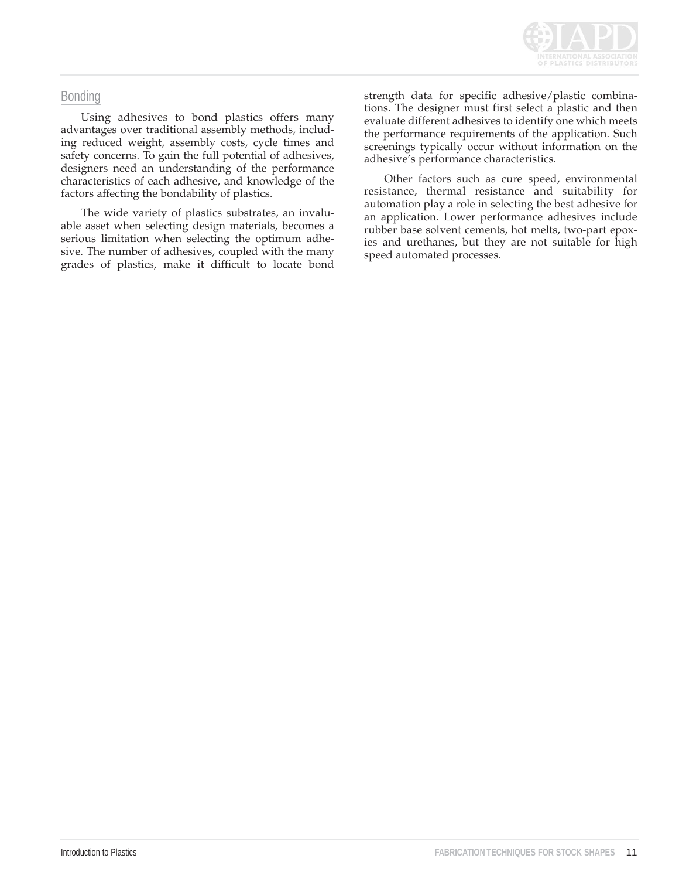## Bonding

Using adhesives to bond plastics offers many advantages over traditional assembly methods, including reduced weight, assembly costs, cycle times and safety concerns. To gain the full potential of adhesives, designers need an understanding of the performance characteristics of each adhesive, and knowledge of the factors affecting the bondability of plastics.

The wide variety of plastics substrates, an invaluable asset when selecting design materials, becomes a serious limitation when selecting the optimum adhesive. The number of adhesives, coupled with the many grades of plastics, make it difficult to locate bond strength data for specific adhesive/plastic combinations. The designer must first select a plastic and then evaluate different adhesives to identify one which meets the performance requirements of the application. Such screenings typically occur without information on the adhesive's performance characteristics.

Other factors such as cure speed, environmental resistance, thermal resistance and suitability for automation play a role in selecting the best adhesive for an application. Lower performance adhesives include rubber base solvent cements, hot melts, two-part epoxies and urethanes, but they are not suitable for high speed automated processes.